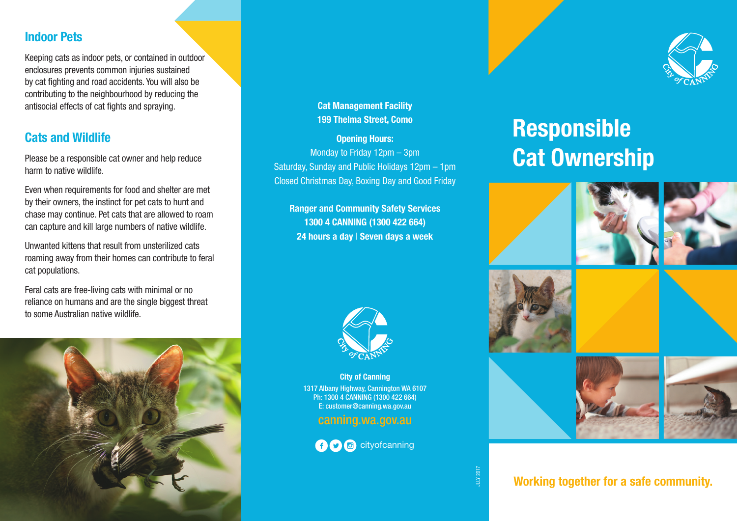## Indoor Pets

Keeping cats as indoor pets, or contained in outdoor enclosures prevents common injuries sustained by cat fighting and road accidents. You will also be contributing to the neighbourhood by reducing the antisocial effects of cat fights and spraying.

## Cats and Wildlife

Please be a responsible cat owner and help reduce harm to native wildlife.

Even when requirements for food and shelter are met by their owners, the instinct for pet cats to hunt and chase may continue. Pet cats that are allowed to roam can capture and kill large numbers of native wildlife.

Unwanted kittens that result from unsterilized cats roaming away from their homes can contribute to feral cat populations.

Feral cats are free-living cats with minimal or no reliance on humans and are the single biggest threat to some Australian native wildlife.

**Cat Management Facility**
**199 Thelma Street, Como**

**Opening Hours:**
Monday to Friday 12pm – 3pm
Saturday, Sunday and Public Holidays 12pm – 1pm
Closed Christmas Day, Boxing Day and Good Friday

**Ranger and Community Safety Services**
**1300 4 CANNING (1300 422 664)**
**24 hours a day | Seven days a week**

**City of Canning**
1317 Albany Highway, Cannington WA 6107
Ph: 1300 4 CANNING (1300 422 664)
E: customer@canning.wa.gov.au

canning.wa.gov.au

cityofcanning

JULY 2017

# Responsible Cat Ownership

**Working together for a safe community.**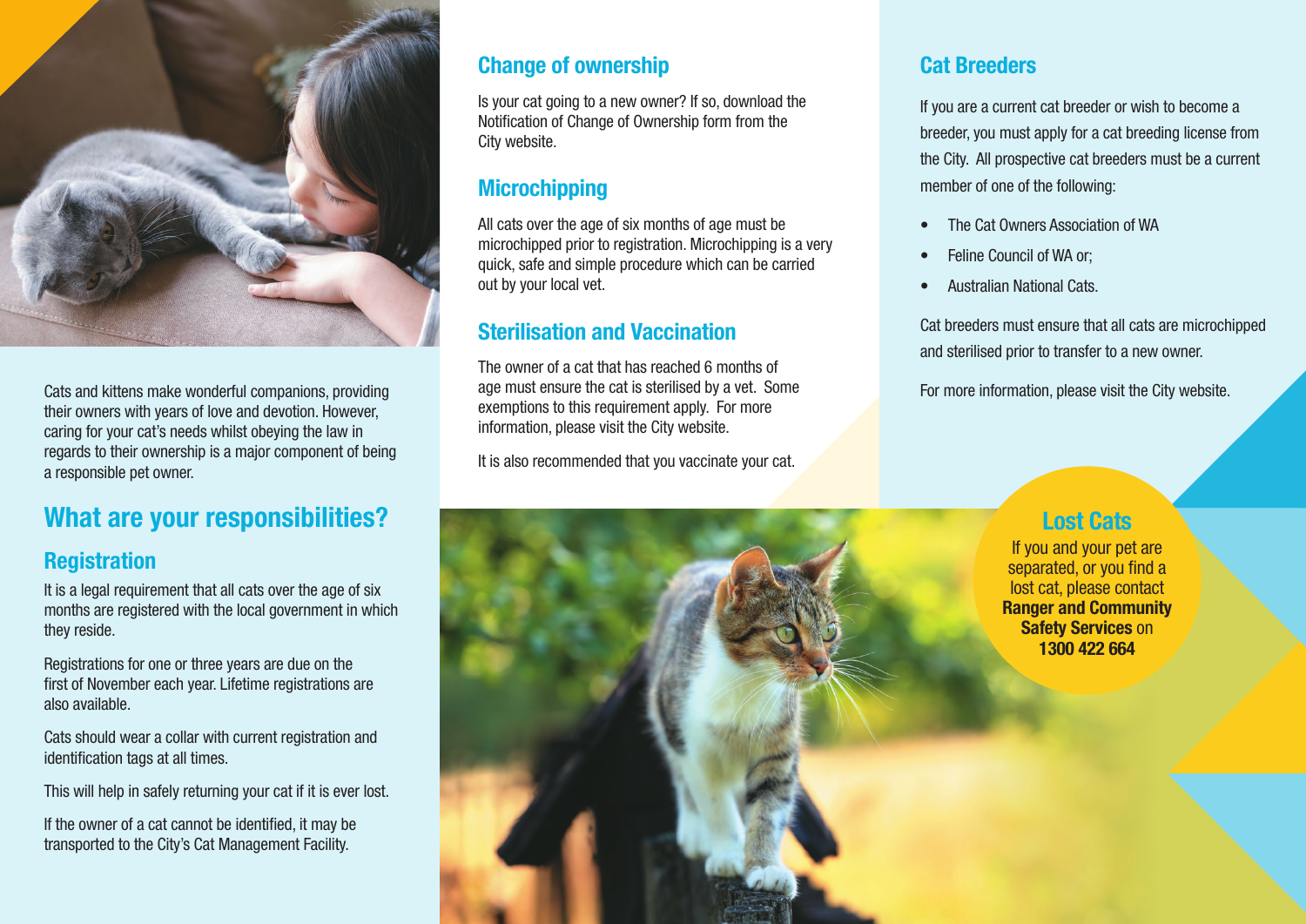Cats and kittens make wonderful companions, providing their owners with years of love and devotion. However, caring for your cat's needs whilst obeying the law in regards to their ownership is a major component of being a responsible pet owner.

## What are your responsibilities?

### Registration

It is a legal requirement that all cats over the age of six months are registered with the local government in which they reside.

Registrations for one or three years are due on the first of November each year. Lifetime registrations are also available.

Cats should wear a collar with current registration and identification tags at all times.

This will help in safely returning your cat if it is ever lost.

If the owner of a cat cannot be identified, it may be transported to the City's Cat Management Facility.

### Change of ownership

Is your cat going to a new owner? If so, download the Notification of Change of Ownership form from the City website.

### Microchipping

All cats over the age of six months of age must be microchipped prior to registration. Microchipping is a very quick, safe and simple procedure which can be carried out by your local vet.

### Sterilisation and Vaccination

The owner of a cat that has reached 6 months of age must ensure the cat is sterilised by a vet. Some exemptions to this requirement apply. For more information, please visit the City website.

It is also recommended that you vaccinate your cat.

### Cat Breeders

If you are a current cat breeder or wish to become a breeder, you must apply for a cat breeding license from the City. All prospective cat breeders must be a current member of one of the following:

- The Cat Owners Association of WA
- Feline Council of WA or;
- Australian National Cats.

Cat breeders must ensure that all cats are microchipped and sterilised prior to transfer to a new owner.

For more information, please visit the City website.

### Lost Cats

If you and your pet are separated, or you find a lost cat, please contact **Ranger and Community Safety Services** on **1300 422 664**